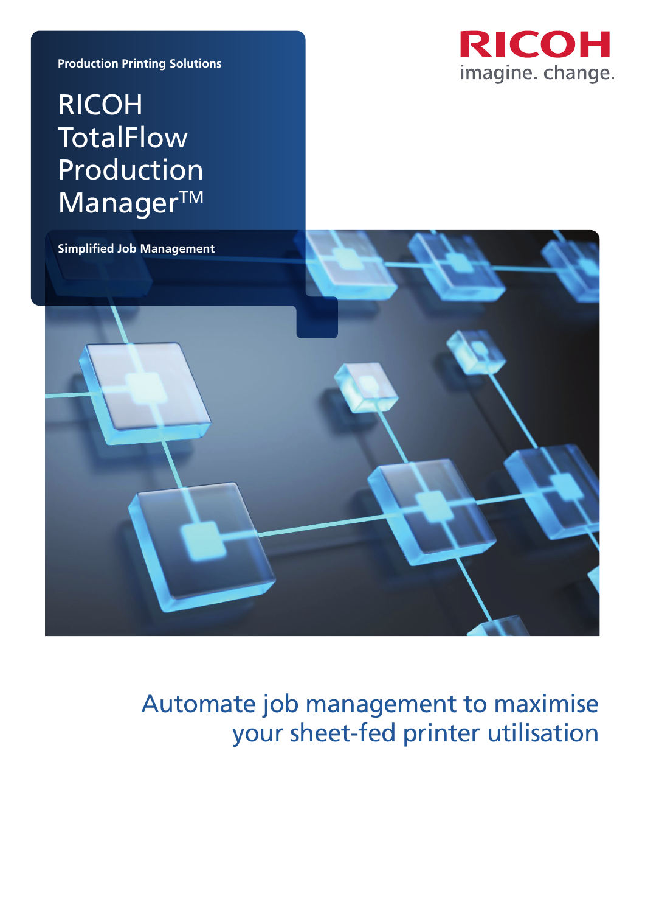Production Printing Solutions

# RICOH TotalFlow Production Manager™

**Simplified Job Management**

RICOH

imagine. change.

## Automate job management to maximise your sheet-fed printer utilisation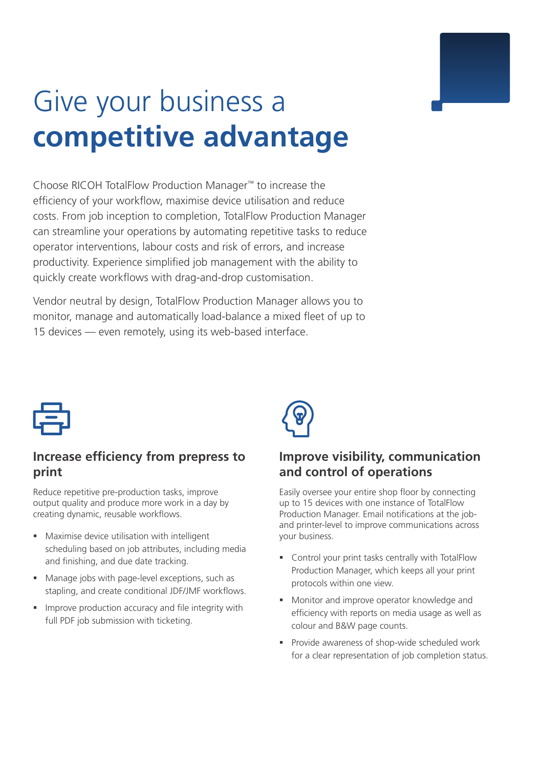# Give your business a **competitive advantage**

Choose RICOH TotalFlow Production Manager™ to increase the efficiency of your workflow, maximise device utilisation and reduce costs. From job inception to completion, TotalFlow Production Manager can streamline your operations by automating repetitive tasks to reduce operator interventions, labour costs and risk of errors, and increase productivity. Experience simplified job management with the ability to quickly create workflows with drag-and-drop customisation.

Vendor neutral by design, TotalFlow Production Manager allows you to monitor, manage and automatically load-balance a mixed fleet of up to 15 devices — even remotely, using its web-based interface.

## Increase efficiency from prepress to print

Reduce repetitive pre-production tasks, improve output quality and produce more work in a day by creating dynamic, reusable workflows.

- Maximise device utilisation with intelligent scheduling based on job attributes, including media and finishing, and due date tracking.
- Manage jobs with page-level exceptions, such as stapling, and create conditional JDF/JMF workflows.
- Improve production accuracy and file integrity with full PDF job submission with ticketing.

## Improve visibility, communication and control of operations

Easily oversee your entire shop floor by connecting up to 15 devices with one instance of TotalFlow Production Manager. Email notifications at the job- and printer-level to improve communications across your business.

- Control your print tasks centrally with TotalFlow Production Manager, which keeps all your print protocols within one view.
- Monitor and improve operator knowledge and efficiency with reports on media usage as well as colour and B&W page counts.
- Provide awareness of shop-wide scheduled work for a clear representation of job completion status.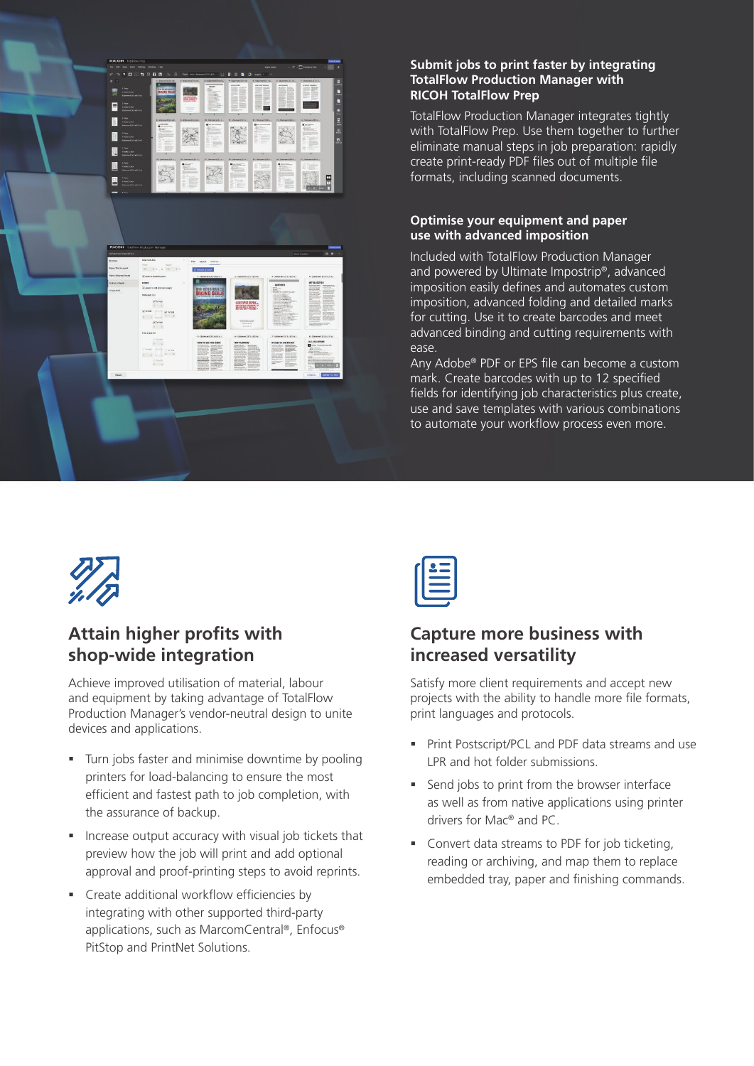### Submit jobs to print faster by integrating TotalFlow Production Manager with RICOH TotalFlow Prep

TotalFlow Production Manager integrates tightly with TotalFlow Prep. Use them together to further eliminate manual steps in job preparation: rapidly create print-ready PDF files out of multiple file formats, including scanned documents.

### Optimise your equipment and paper use with advanced imposition

Included with TotalFlow Production Manager and powered by Ultimate Impostrip®, advanced imposition easily defines and automates custom imposition, advanced folding and detailed marks for cutting. Use it to create barcodes and meet advanced binding and cutting requirements with ease.

Any Adobe® PDF or EPS file can become a custom mark. Create barcodes with up to 12 specified fields for identifying job characteristics plus create, use and save templates with various combinations to automate your workflow process even more.

## Attain higher profits with shop-wide integration

Achieve improved utilisation of material, labour and equipment by taking advantage of TotalFlow Production Manager's vendor-neutral design to unite devices and applications.

- Turn jobs faster and minimise downtime by pooling printers for load-balancing to ensure the most efficient and fastest path to job completion, with the assurance of backup.
- Increase output accuracy with visual job tickets that preview how the job will print and add optional approval and proof-printing steps to avoid reprints.
- Create additional workflow efficiencies by integrating with other supported third-party applications, such as MarcomCentral®, Enfocus® PitStop and PrintNet Solutions.

## Capture more business with increased versatility

Satisfy more client requirements and accept new projects with the ability to handle more file formats, print languages and protocols.

- Print Postscript/PCL and PDF data streams and use LPR and hot folder submissions.
- Send jobs to print from the browser interface as well as from native applications using printer drivers for Mac® and PC.
- Convert data streams to PDF for job ticketing, reading or archiving, and map them to replace embedded tray, paper and finishing commands.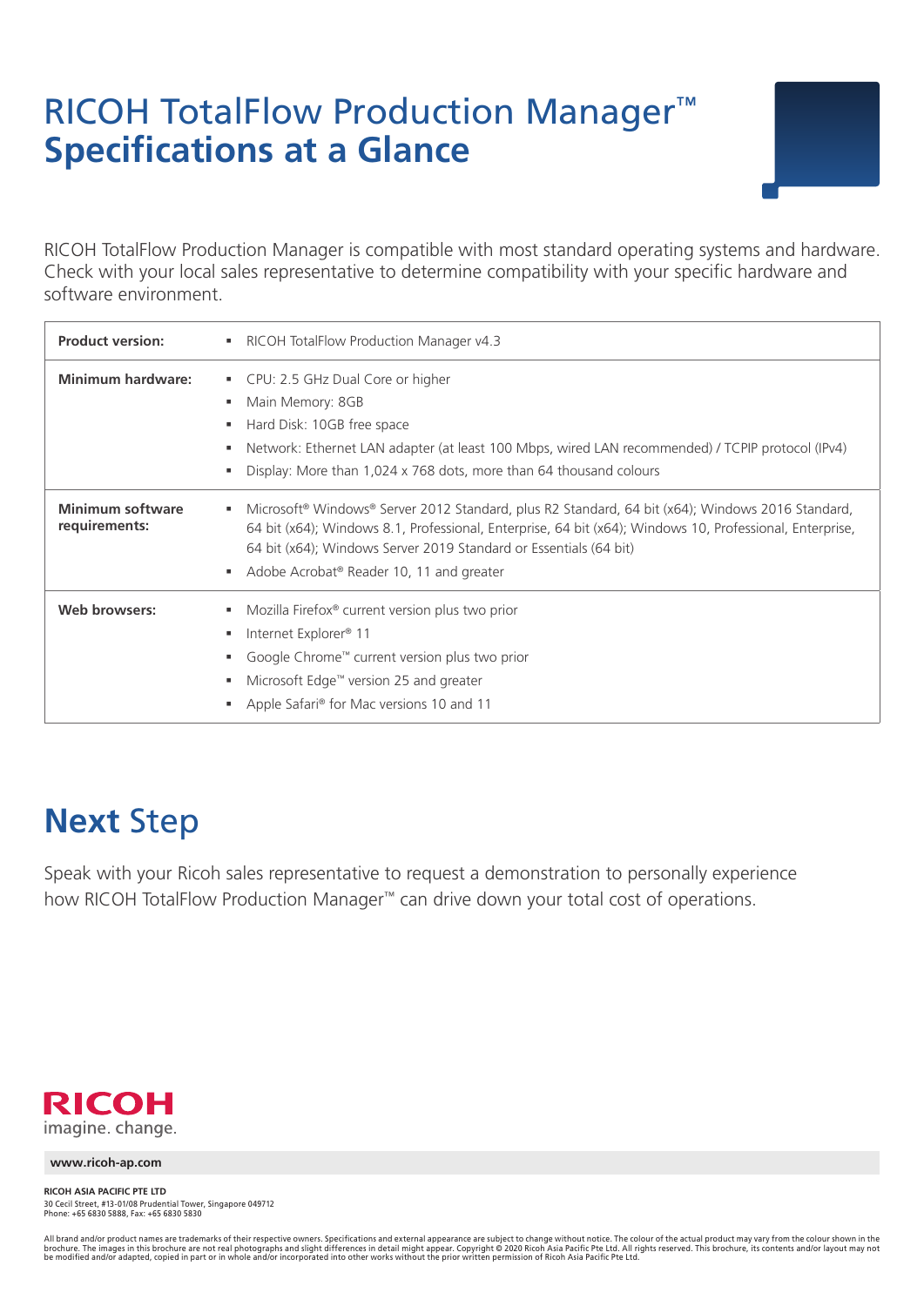# RICOH TotalFlow Production Manager™
# **Specifications at a Glance**

RICOH TotalFlow Production Manager is compatible with most standard operating systems and hardware. Check with your local sales representative to determine compatibility with your specific hardware and software environment.

| | |
|---|---|
| **Product version:** | ▪ RICOH TotalFlow Production Manager v4.3 |
| **Minimum hardware:** | ▪ CPU: 2.5 GHz Dual Core or higher<br>▪ Main Memory: 8GB<br>▪ Hard Disk: 10GB free space<br>▪ Network: Ethernet LAN adapter (at least 100 Mbps, wired LAN recommended) / TCPIP protocol (IPv4)<br>▪ Display: More than 1,024 x 768 dots, more than 64 thousand colours |
| **Minimum software requirements:** | ▪ Microsoft® Windows® Server 2012 Standard, plus R2 Standard, 64 bit (x64); Windows 2016 Standard, 64 bit (x64); Windows 8.1, Professional, Enterprise, 64 bit (x64); Windows 10, Professional, Enterprise, 64 bit (x64); Windows Server 2019 Standard or Essentials (64 bit)<br>▪ Adobe Acrobat® Reader 10, 11 and greater |
| **Web browsers:** | ▪ Mozilla Firefox® current version plus two prior<br>▪ Internet Explorer® 11<br>▪ Google Chrome™ current version plus two prior<br>▪ Microsoft Edge™ version 25 and greater<br>▪ Apple Safari® for Mac versions 10 and 11 |

## **Next** Step

Speak with your Ricoh sales representative to request a demonstration to personally experience how RICOH TotalFlow Production Manager™ can drive down your total cost of operations.

RICOH
imagine. change.

**www.ricoh-ap.com**

**RICOH ASIA PACIFIC PTE LTD**
30 Cecil Street, #13-01/08 Prudential Tower, Singapore 049712
Phone: +65 6830 5888, Fax: +65 6830 5830

All brand and/or product names are trademarks of their respective owners. Specifications and external appearance are subject to change without notice. The colour of the actual product may vary from the colour shown in the brochure. The images in this brochure are not real photographs and slight differences in detail might appear. Copyright © 2020 Ricoh Asia Pacific Pte Ltd. All rights reserved. This brochure, its contents and/or layout may not be modified and/or adapted, copied in part or in whole and/or incorporated into other works without the prior written permission of Ricoh Asia Pacific Pte Ltd.